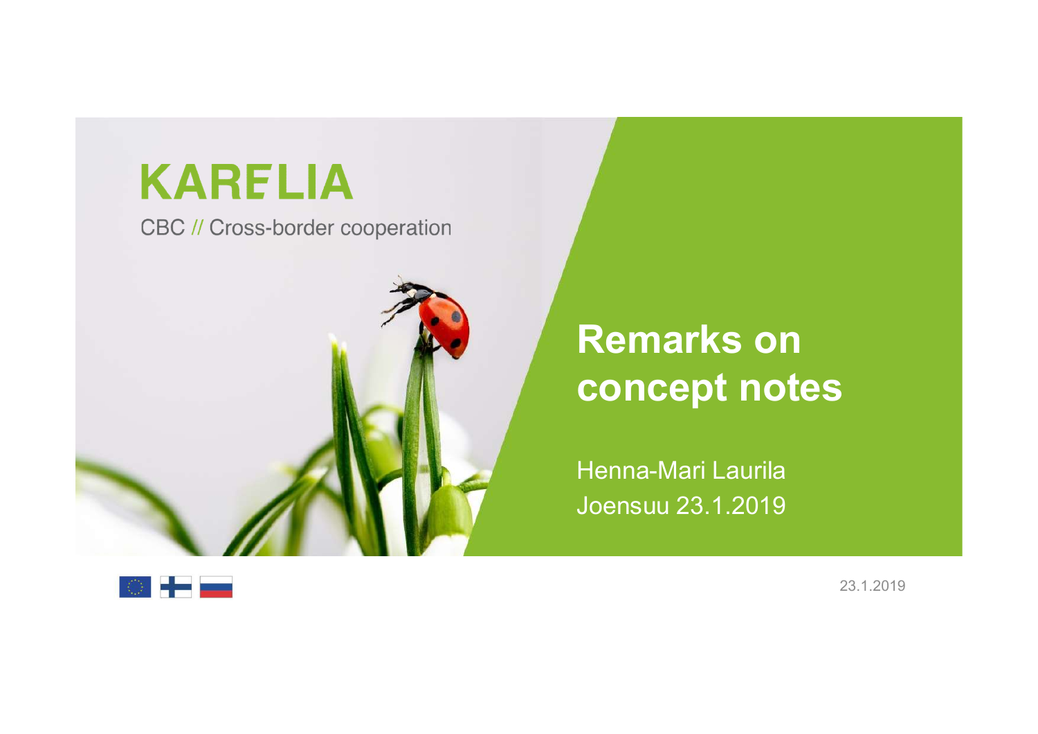KARELIA

CBC // Cross-border cooperation

# Remarks on concept notes

Henna-Mari Laurila

Joensuu 23.1.2019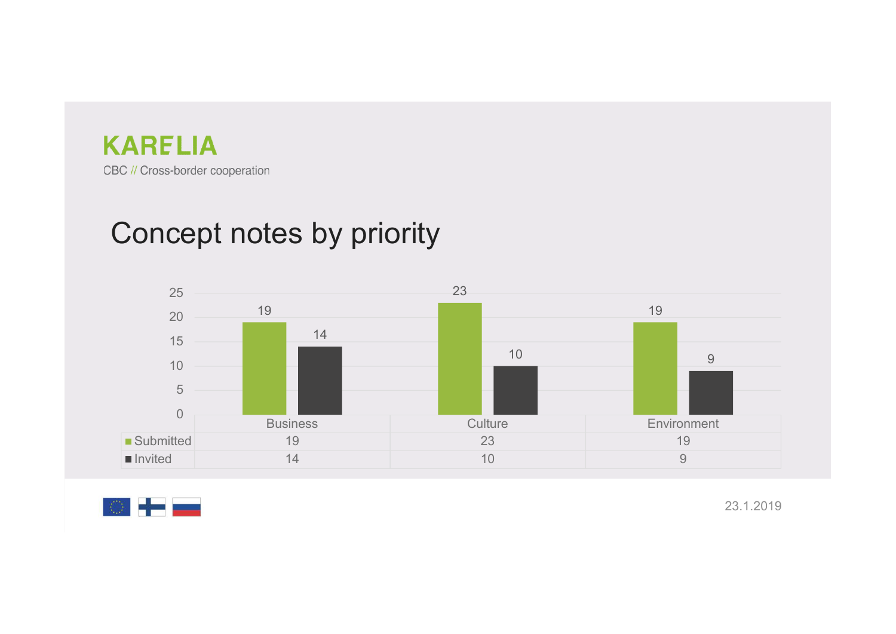KARELIA

CBC // Cross-border cooperation

# Concept notes by priority

| | Business | Culture | Environment |
|---|---|---|---|
| Submitted | 19 | 23 | 19 |
| Invited | 14 | 10 | 9 |

23.1.2019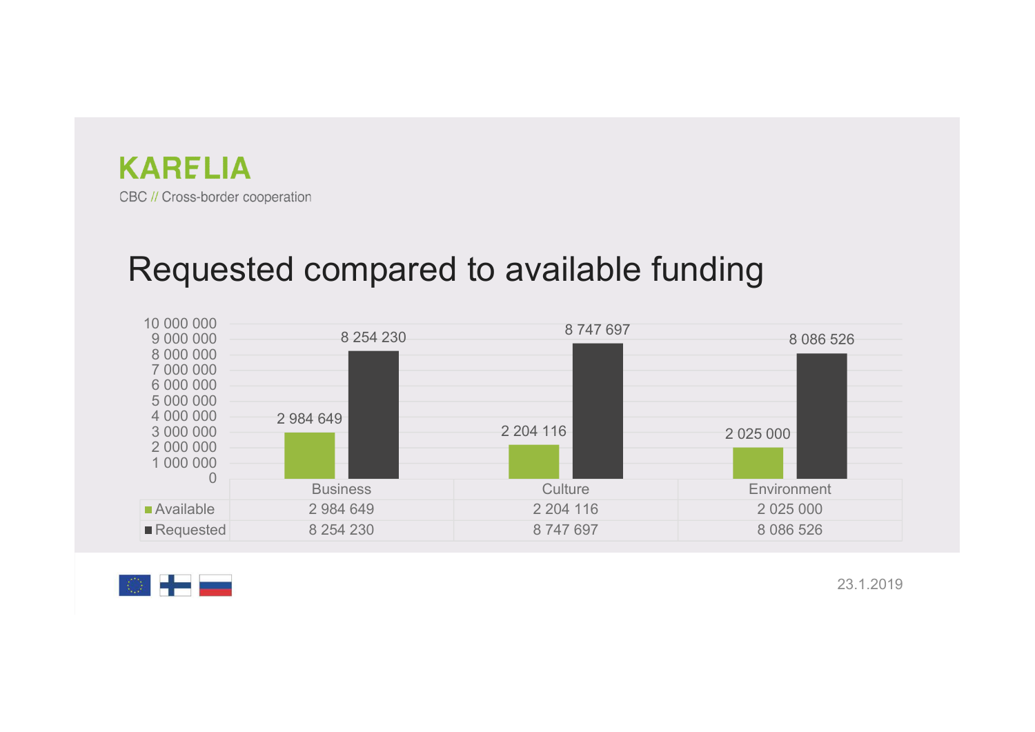KARELIA

CBC // Cross-border cooperation

# Requested compared to available funding

| | Business | Culture | Environment |
|---|---|---|---|
| Available | 2 984 649 | 2 204 116 | 2 025 000 |
| Requested | 8 254 230 | 8 747 697 | 8 086 526 |

23.1.2019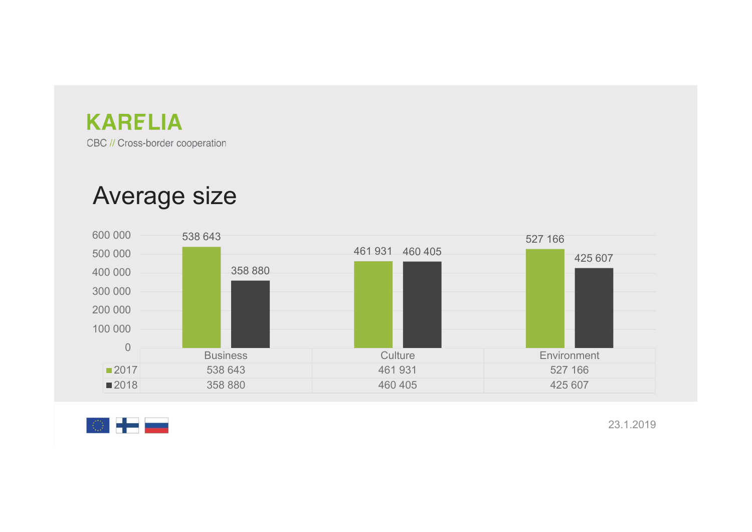KARELIA

CBC // Cross-border cooperation

# Average size

| | Business | Culture | Environment |
|---|---|---|---|
| 2017 | 538 643 | 461 931 | 527 166 |
| 2018 | 358 880 | 460 405 | 425 607 |

23.1.2019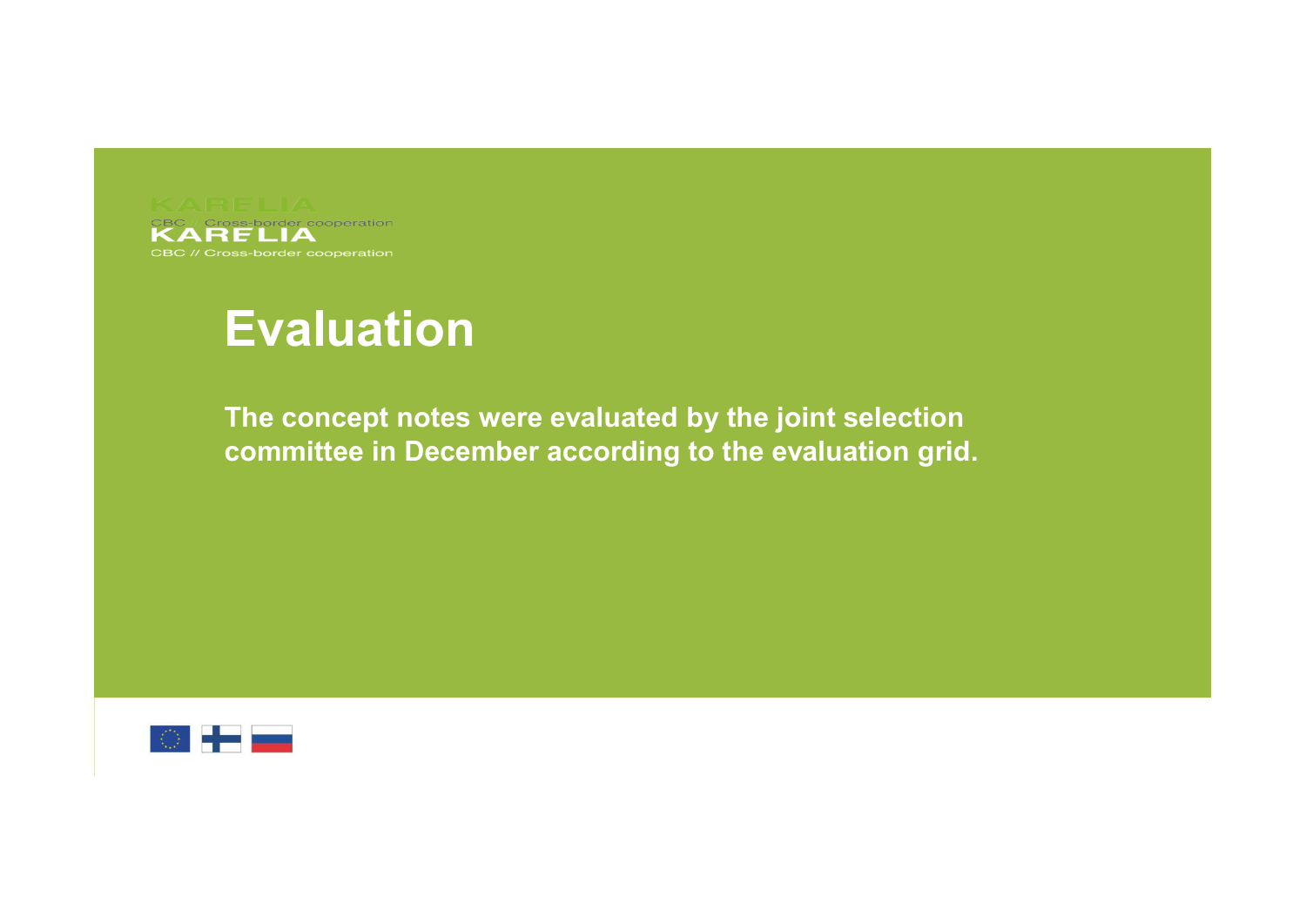# Evaluation

**The concept notes were evaluated by the joint selection committee in December according to the evaluation grid.**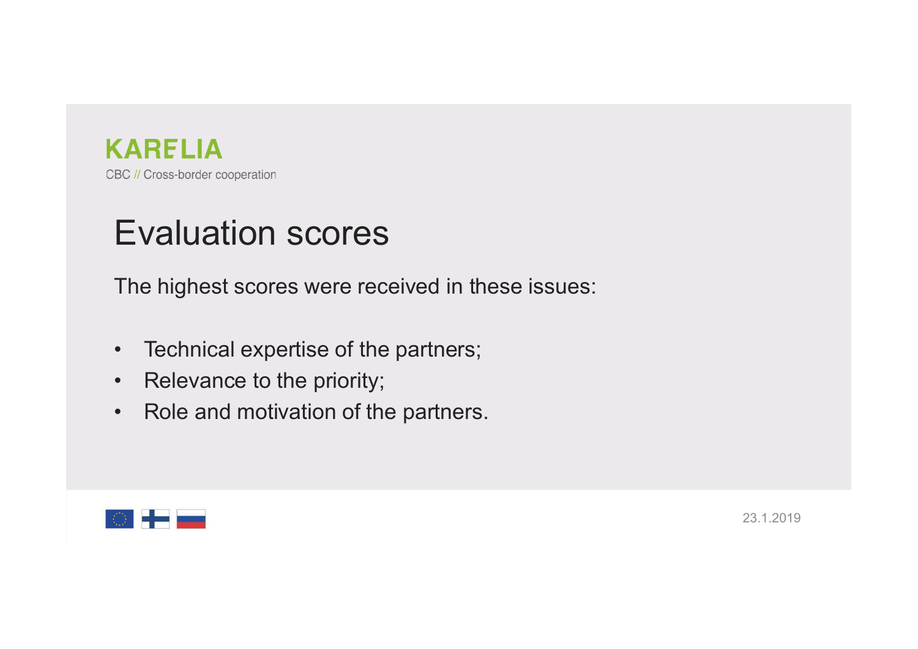KARELIA

CBC // Cross-border cooperation

# Evaluation scores

The highest scores were received in these issues:

- Technical expertise of the partners;
- Relevance to the priority;
- Role and motivation of the partners.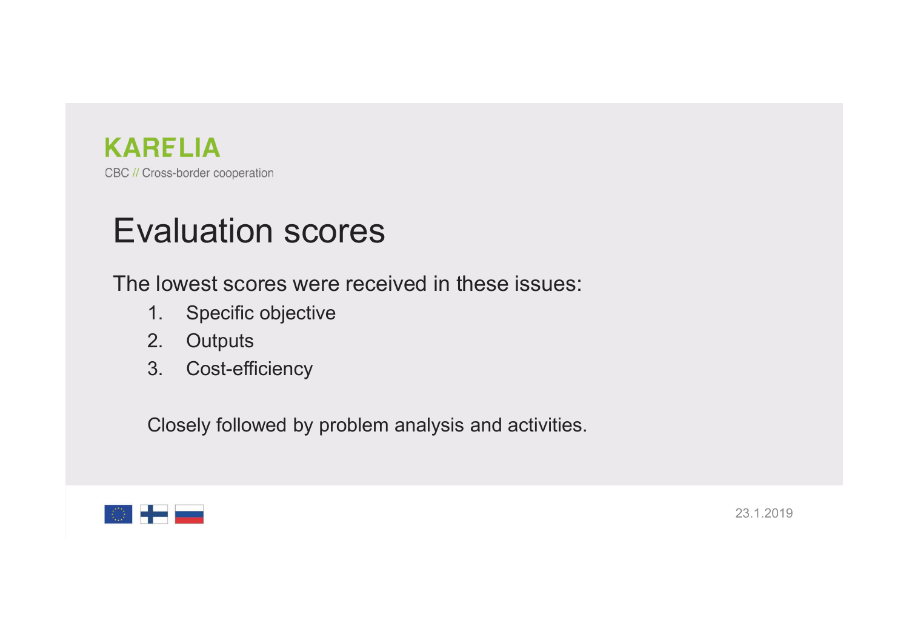# Evaluation scores

The lowest scores were received in these issues:

1. Specific objective
2. Outputs
3. Cost-efficiency

Closely followed by problem analysis and activities.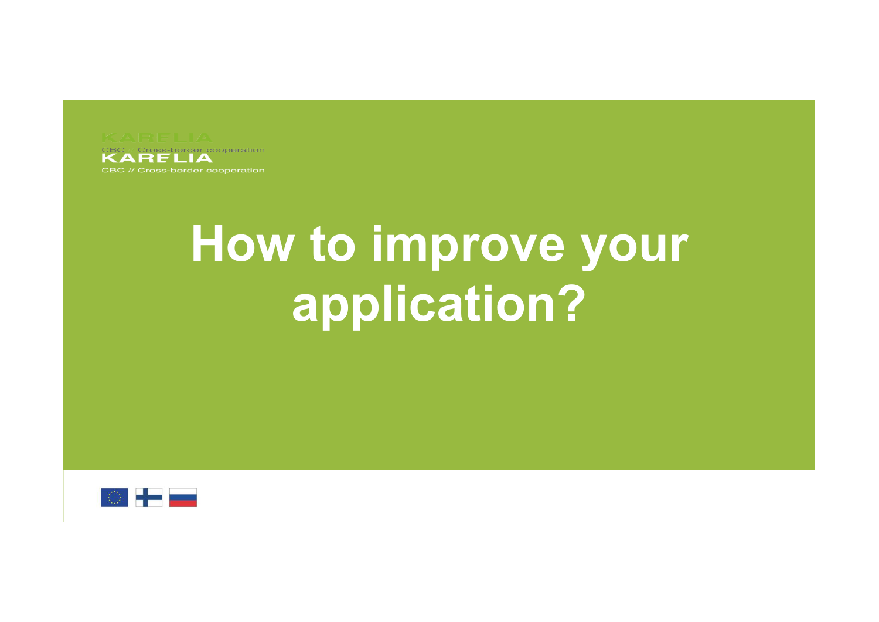KARELIA
CBC // Cross-border cooperation

# How to improve your application?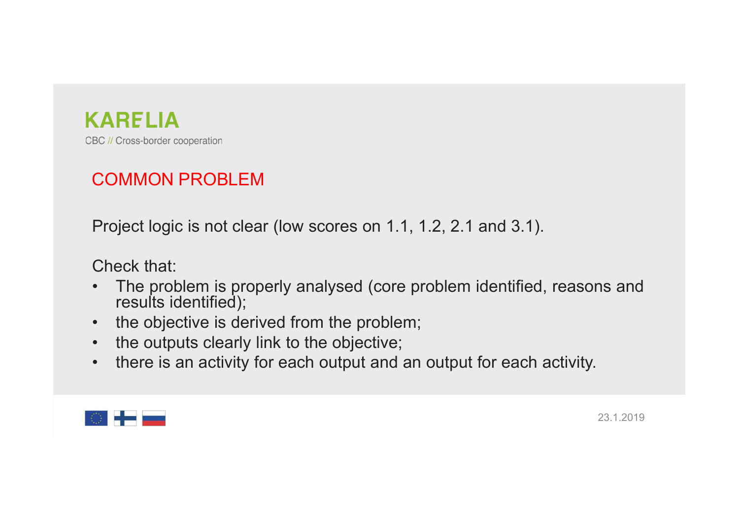## COMMON PROBLEM

Project logic is not clear (low scores on 1.1, 1.2, 2.1 and 3.1).

Check that:

- The problem is properly analysed (core problem identified, reasons and results identified);
- the objective is derived from the problem;
- the outputs clearly link to the objective;
- there is an activity for each output and an output for each activity.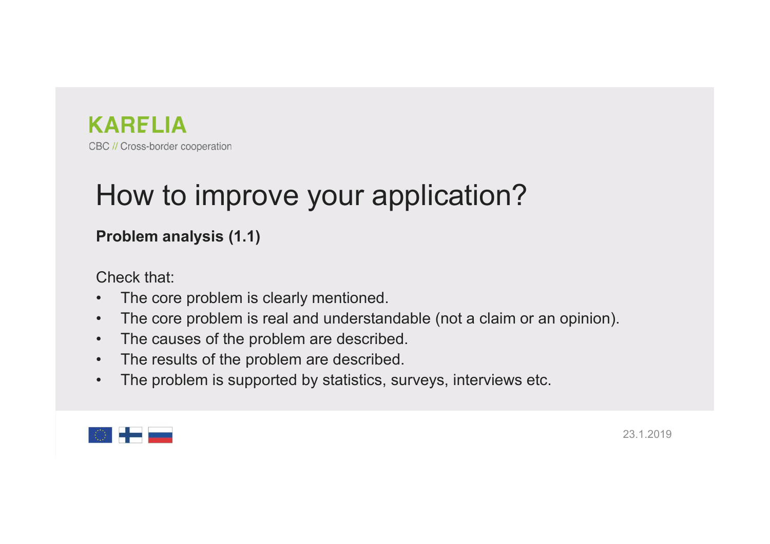KARELIA

CBC // Cross-border cooperation

# How to improve your application?

**Problem analysis (1.1)**

Check that:

- The core problem is clearly mentioned.
- The core problem is real and understandable (not a claim or an opinion).
- The causes of the problem are described.
- The results of the problem are described.
- The problem is supported by statistics, surveys, interviews etc.

23.1.2019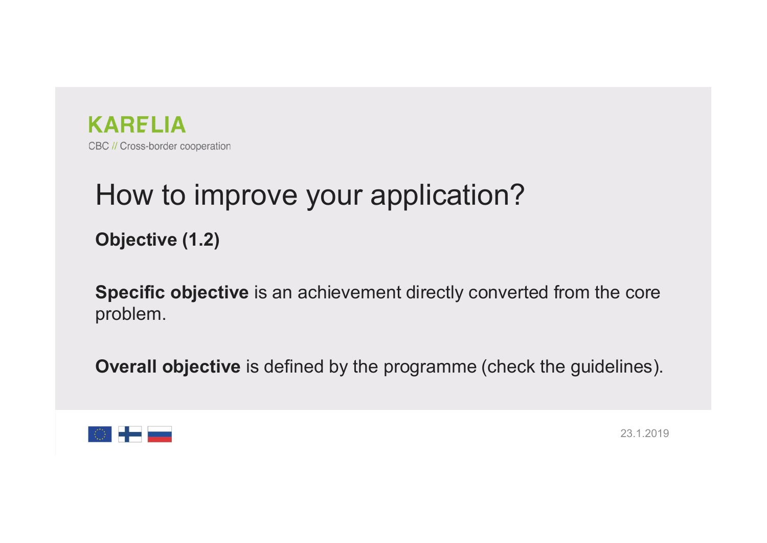KARELIA

CBC // Cross-border cooperation

# How to improve your application?

**Objective (1.2)**

**Specific objective** is an achievement directly converted from the core problem.

**Overall objective** is defined by the programme (check the guidelines).

23.1.2019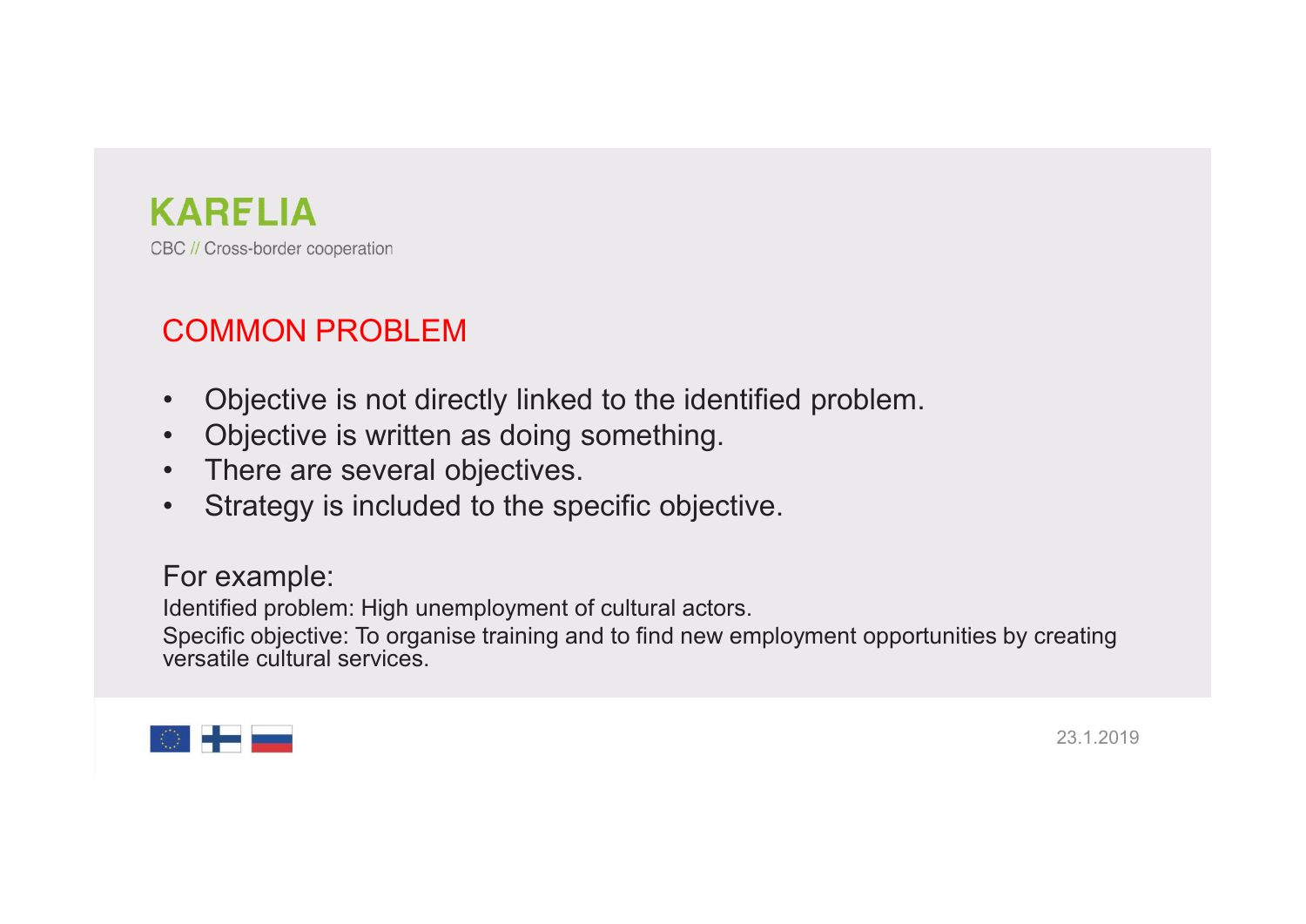## COMMON PROBLEM

- Objective is not directly linked to the identified problem.
- Objective is written as doing something.
- There are several objectives.
- Strategy is included to the specific objective.

For example:

Identified problem: High unemployment of cultural actors.

Specific objective: To organise training and to find new employment opportunities by creating versatile cultural services.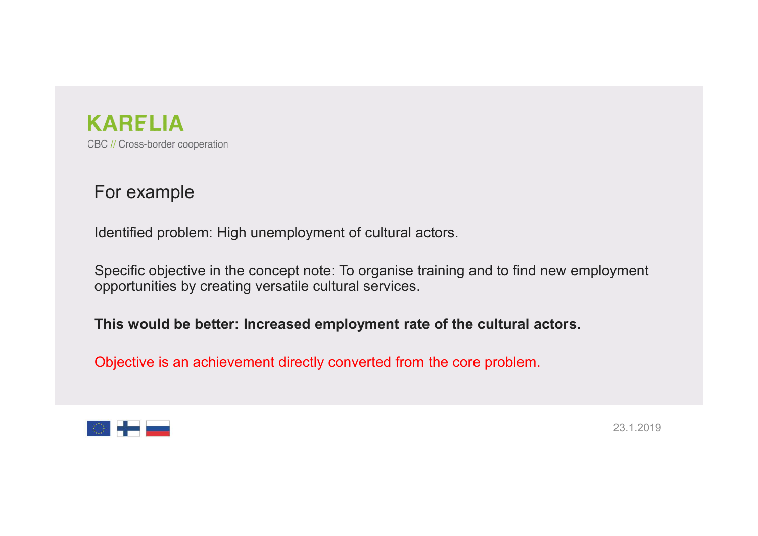## For example

Identified problem: High unemployment of cultural actors.

Specific objective in the concept note: To organise training and to find new employment opportunities by creating versatile cultural services.

**This would be better: Increased employment rate of the cultural actors.**

Objective is an achievement directly converted from the core problem.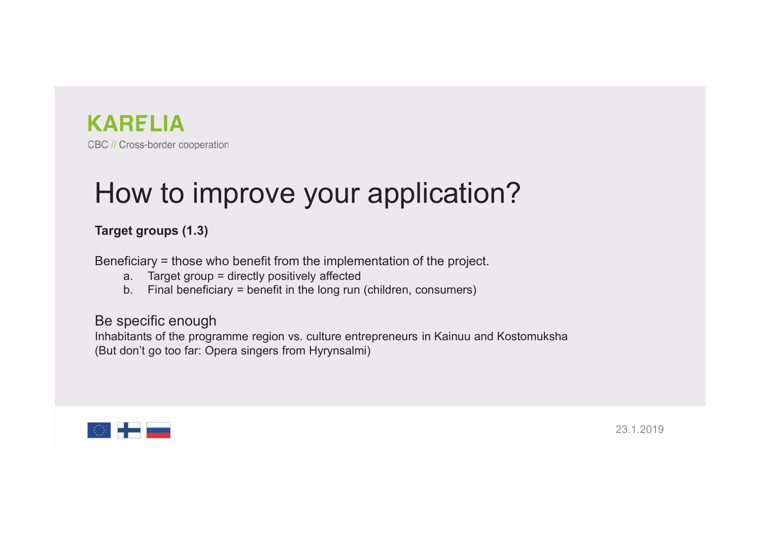KARELIA

CBC // Cross-border cooperation

# How to improve your application?

**Target groups (1.3)**

Beneficiary = those who benefit from the implementation of the project.

a. Target group = directly positively affected
b. Final beneficiary = benefit in the long run (children, consumers)

## Be specific enough

Inhabitants of the programme region vs. culture entrepreneurs in Kainuu and Kostomuksha
(But don't go too far: Opera singers from Hyrynsalmi)

23.1.2019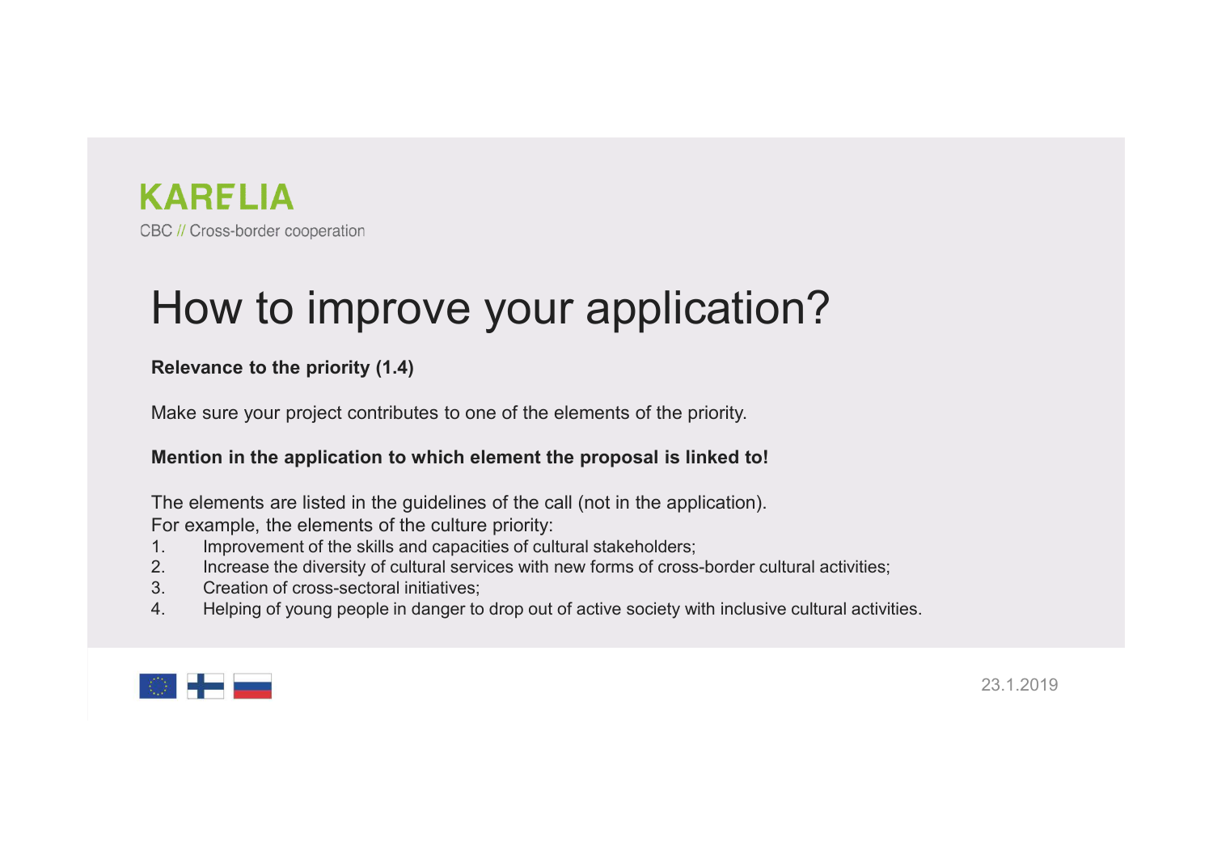KARELIA

CBC // Cross-border cooperation

# How to improve your application?

**Relevance to the priority (1.4)**

Make sure your project contributes to one of the elements of the priority.

**Mention in the application to which element the proposal is linked to!**

The elements are listed in the guidelines of the call (not in the application).
For example, the elements of the culture priority:

1. Improvement of the skills and capacities of cultural stakeholders;
2. Increase the diversity of cultural services with new forms of cross-border cultural activities;
3. Creation of cross-sectoral initiatives;
4. Helping of young people in danger to drop out of active society with inclusive cultural activities.

23.1.2019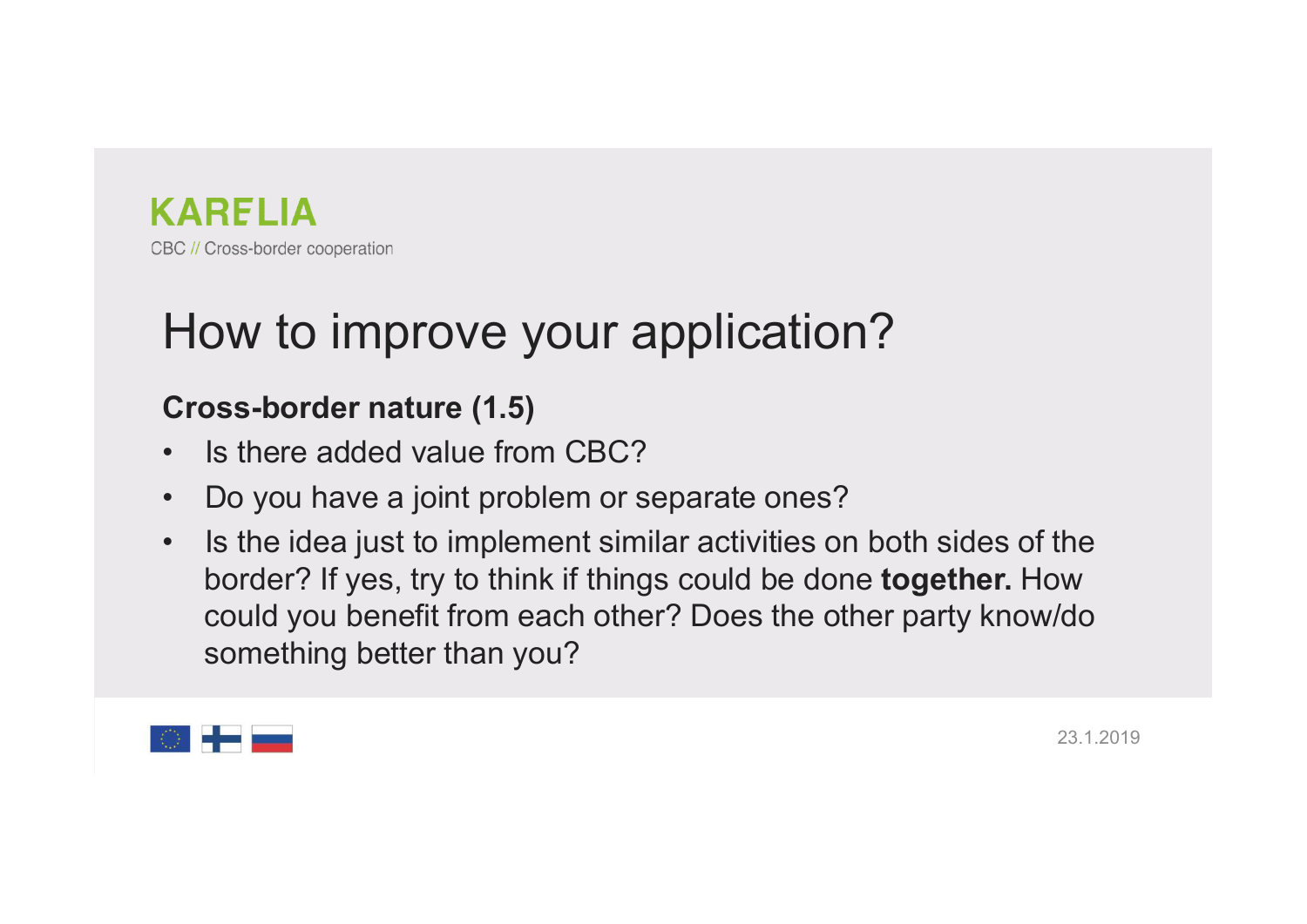KARELIA

CBC // Cross-border cooperation

# How to improve your application?

**Cross-border nature (1.5)**

- Is there added value from CBC?
- Do you have a joint problem or separate ones?
- Is the idea just to implement similar activities on both sides of the border? If yes, try to think if things could be done **together.** How could you benefit from each other? Does the other party know/do something better than you?

23.1.2019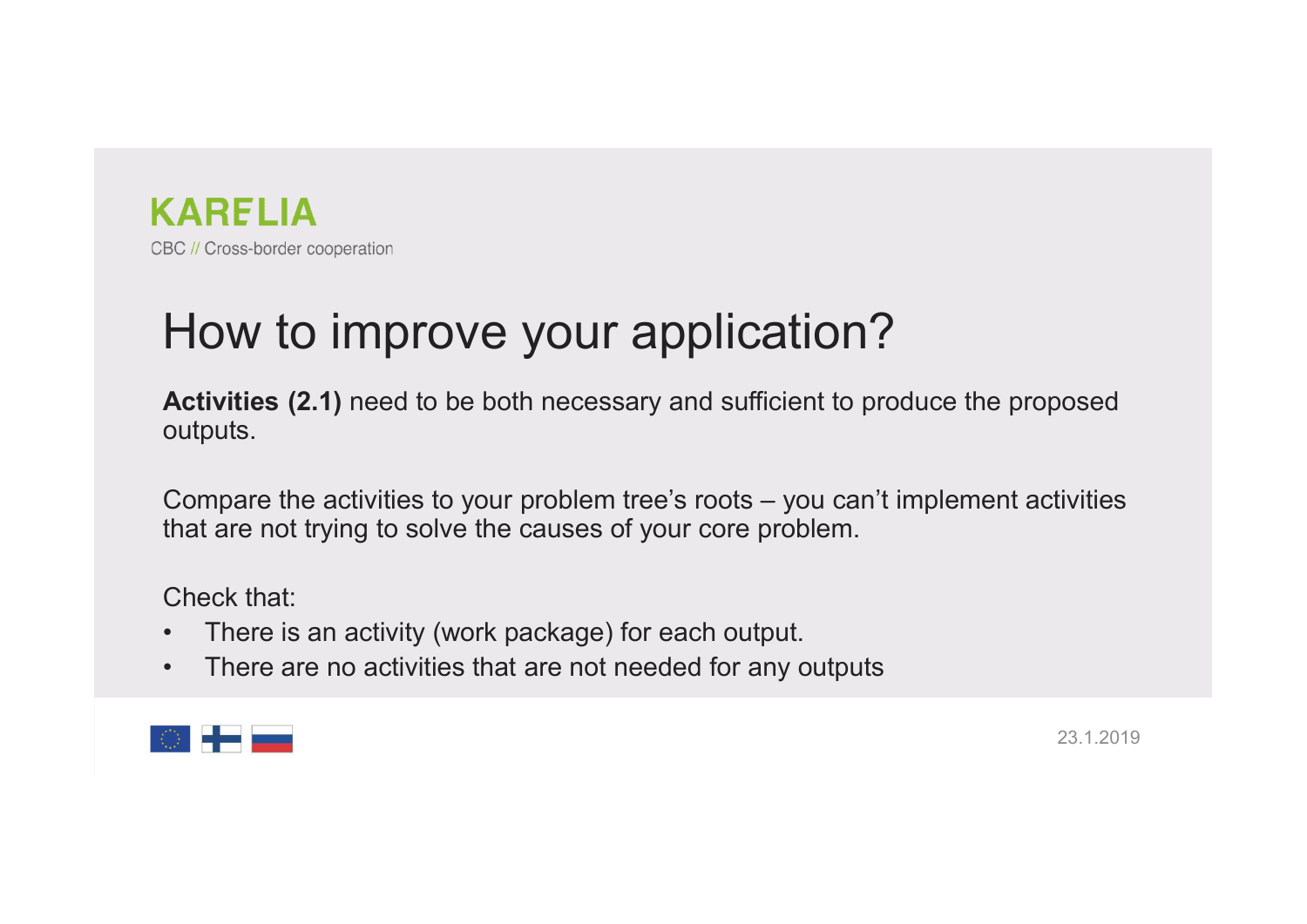# How to improve your application?

**Activities (2.1)** need to be both necessary and sufficient to produce the proposed outputs.

Compare the activities to your problem tree's roots – you can't implement activities that are not trying to solve the causes of your core problem.

Check that:

- There is an activity (work package) for each output.
- There are no activities that are not needed for any outputs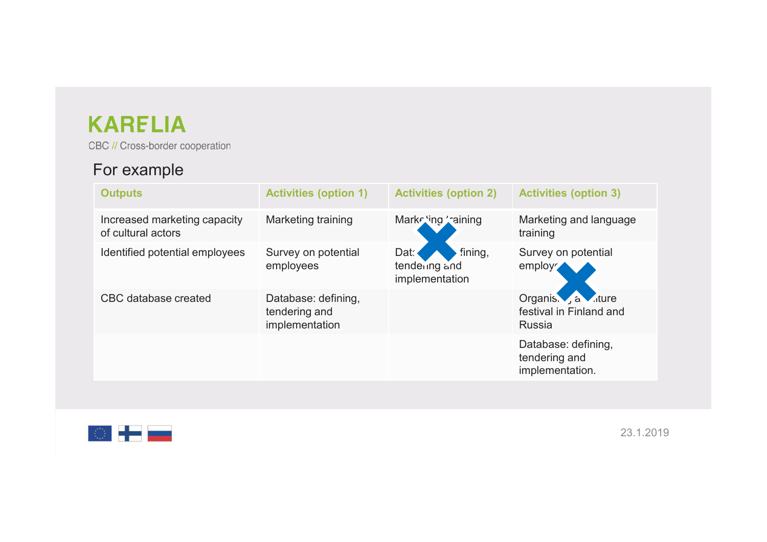KARELIA

CBC // Cross-border cooperation

## For example

| Outputs | Activities (option 1) | Activities (option 2) | Activities (option 3) |
|---|---|---|---|
| Increased marketing capacity of cultural actors | Marketing training | Marketing training | Marketing and language training |
| Identified potential employees | Survey on potential employees | Database: defining, tendering and implementation | Survey on potential employees |
| CBC database created | Database: defining, tendering and implementation | | Organising a culture festival in Finland and Russia |
| | | | Database: defining, tendering and implementation. |

23.1.2019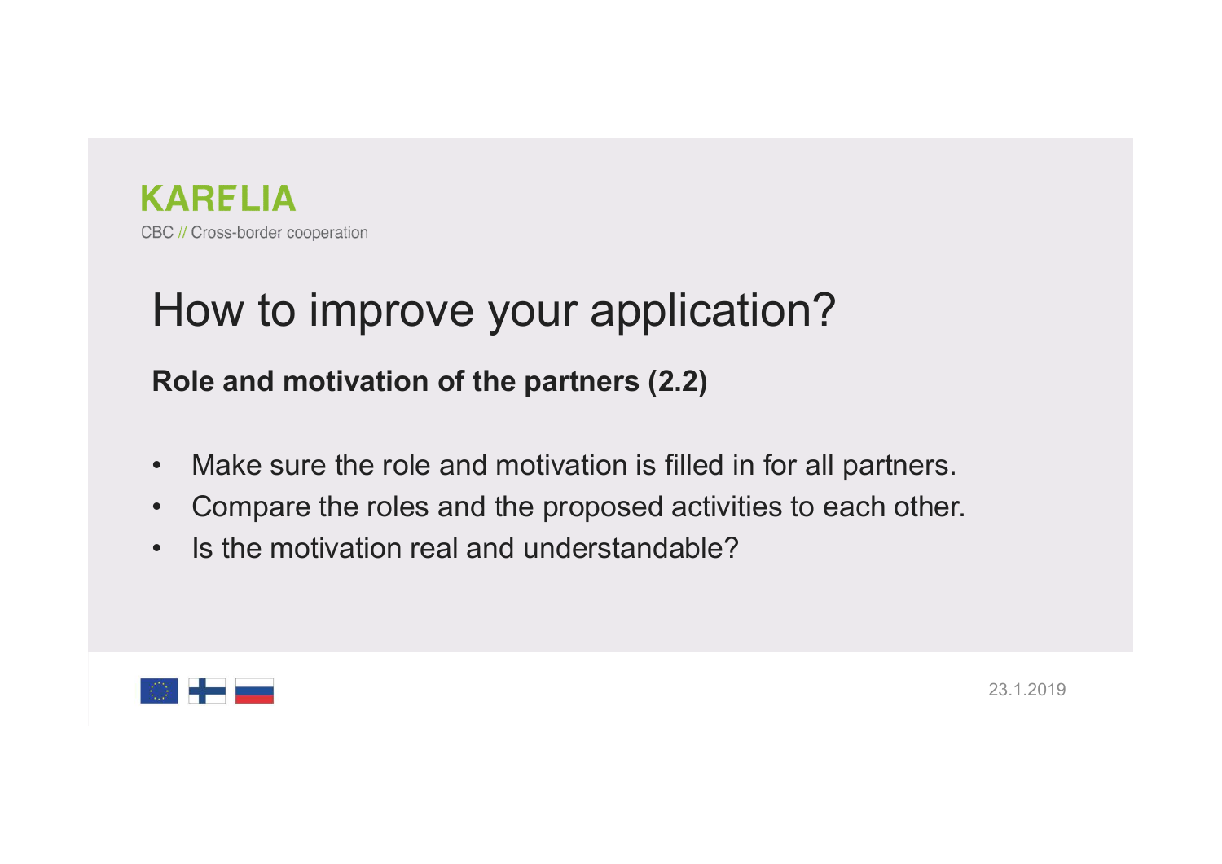KARELIA

CBC // Cross-border cooperation

# How to improve your application?

**Role and motivation of the partners (2.2)**

- Make sure the role and motivation is filled in for all partners.
- Compare the roles and the proposed activities to each other.
- Is the motivation real and understandable?

23.1.2019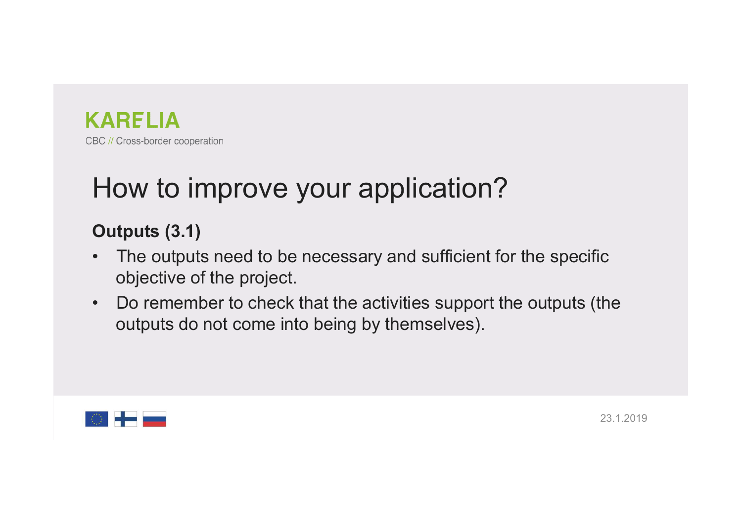KARELIA

CBC // Cross-border cooperation

# How to improve your application?

**Outputs (3.1)**

- The outputs need to be necessary and sufficient for the specific objective of the project.
- Do remember to check that the activities support the outputs (the outputs do not come into being by themselves).

23.1.2019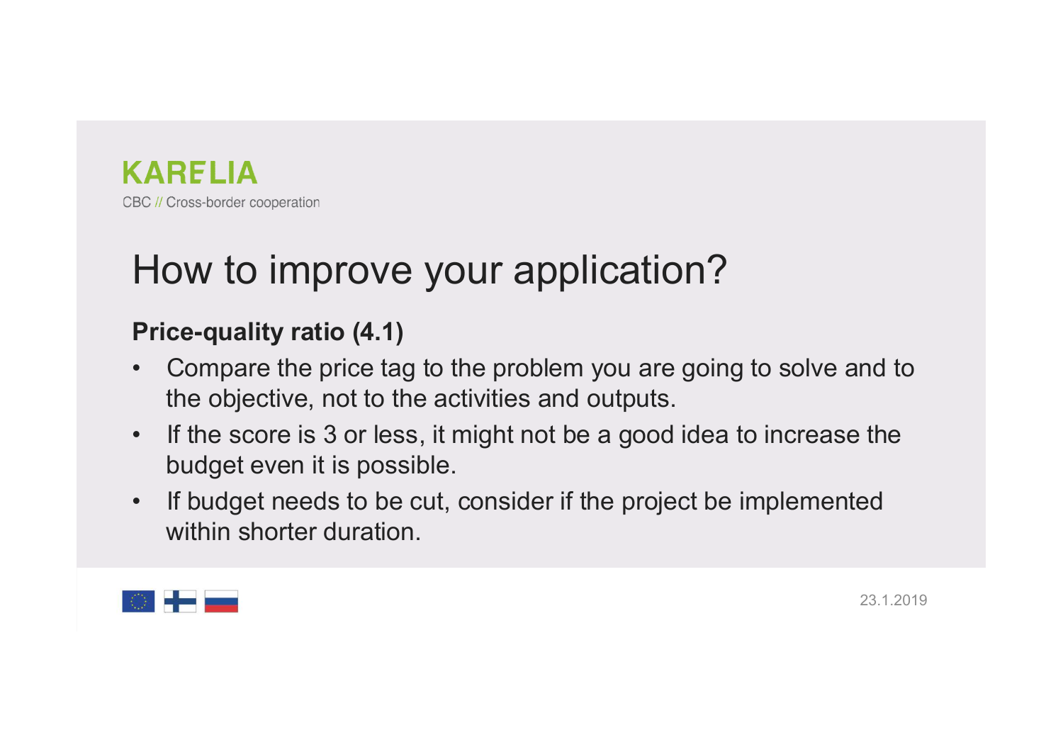# How to improve your application?

**Price-quality ratio (4.1)**

- Compare the price tag to the problem you are going to solve and to the objective, not to the activities and outputs.
- If the score is 3 or less, it might not be a good idea to increase the budget even it is possible.
- If budget needs to be cut, consider if the project be implemented within shorter duration.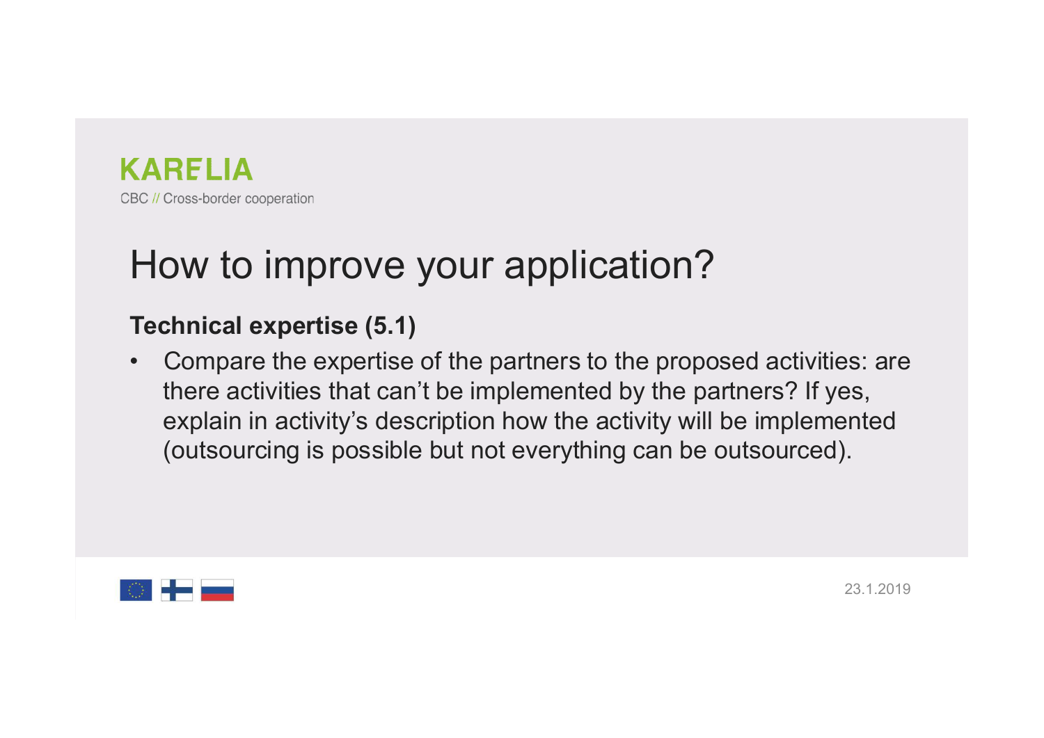# How to improve your application?

**Technical expertise (5.1)**

- Compare the expertise of the partners to the proposed activities: are there activities that can't be implemented by the partners? If yes, explain in activity's description how the activity will be implemented (outsourcing is possible but not everything can be outsourced).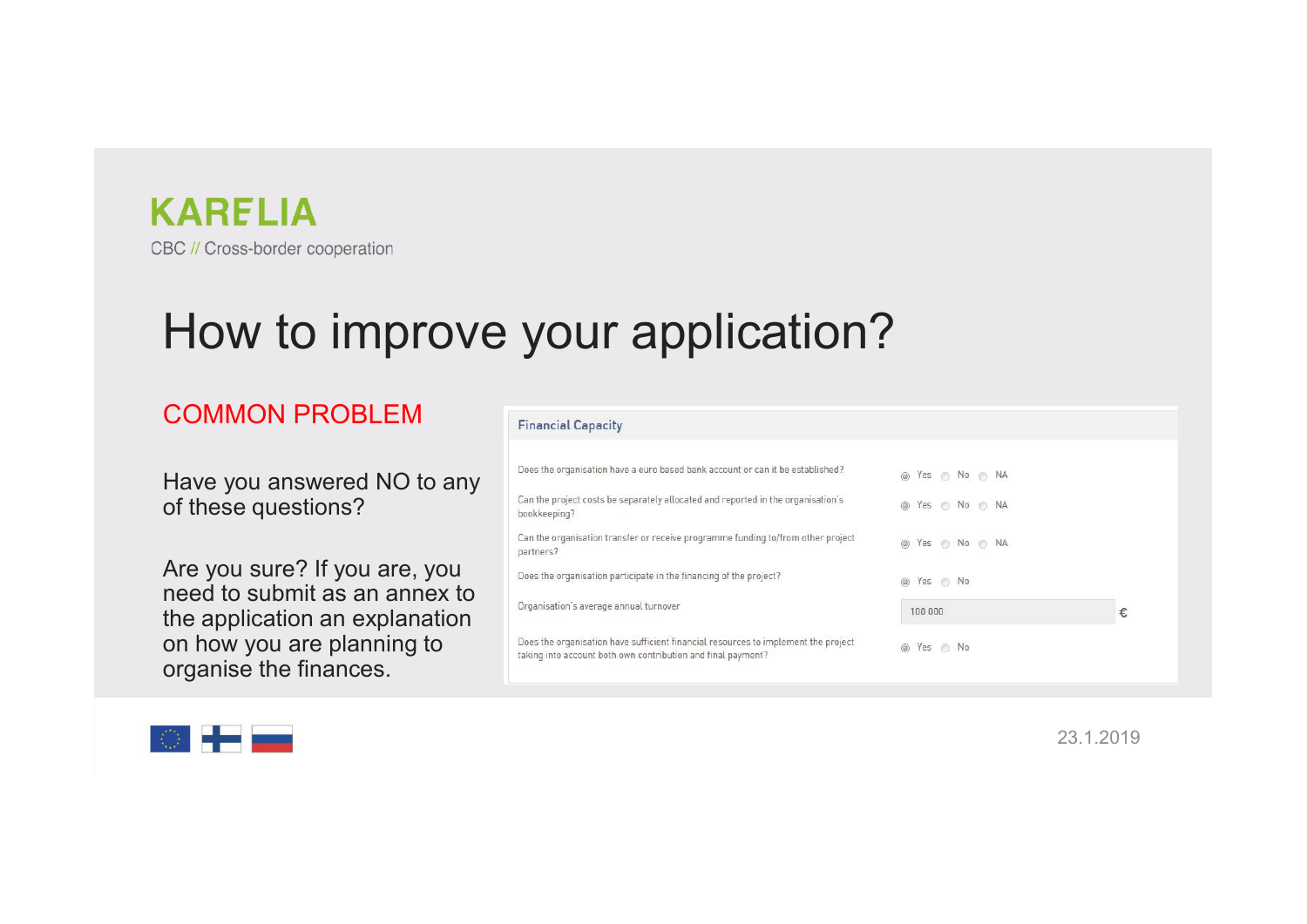KARELIA

CBC // Cross-border cooperation

# How to improve your application?

## COMMON PROBLEM

Have you answered NO to any of these questions?

Are you sure? If you are, you need to submit as an annex to the application an explanation on how you are planning to organise the finances.

**Financial Capacity**

| Question | Answer |
|---|---|
| Does the organisation have a euro based bank account or can it be established? | Yes / No / NA |
| Can the project costs be separately allocated and reported in the organisation's bookkeeping? | Yes / No / NA |
| Can the organisation transfer or receive programme funding to/from other project partners? | Yes / No / NA |
| Does the organisation participate in the financing of the project? | Yes / No |
| Organisation's average annual turnover | 100 000 € |
| Does the organisation have sufficient financial resources to implement the project taking into account both own contribution and final payment? | Yes / No |

23.1.2019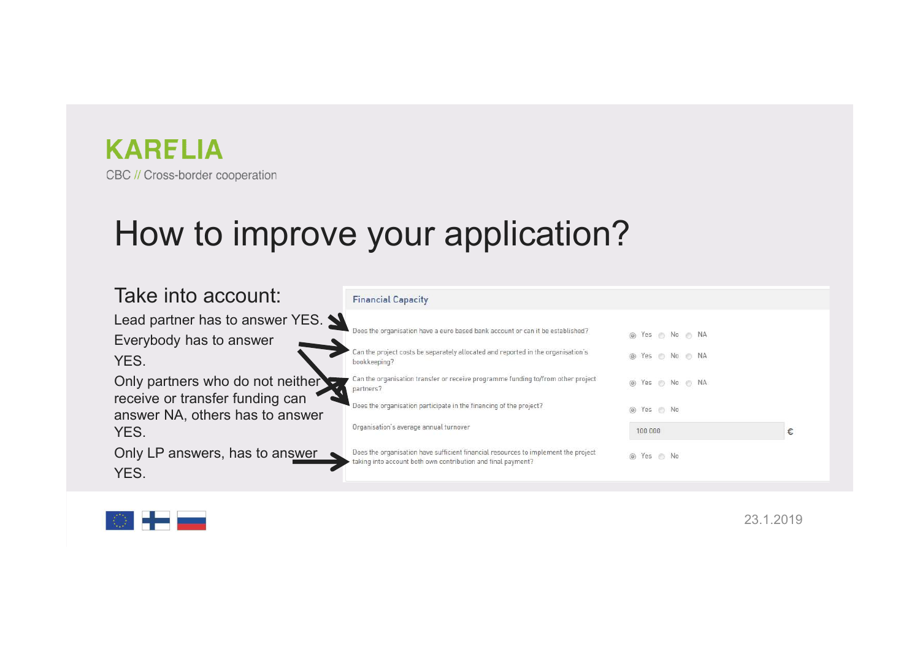KARELIA

CBC // Cross-border cooperation

# How to improve your application?

Take into account:

- Lead partner has to answer YES.
- Everybody has to answer YES.
- Only partners who do not neither receive or transfer funding can answer NA, others has to answer YES.
- Only LP answers, has to answer YES.

**Financial Capacity**

| Question | Answer |
|---|---|
| Does the organisation have a euro based bank account or can it be established? | Yes / No / NA |
| Can the project costs be separately allocated and reported in the organisation's bookkeeping? | Yes / No / NA |
| Can the organisation transfer or receive programme funding to/from other project partners? | Yes / No / NA |
| Does the organisation participate in the financing of the project? | Yes / No |
| Organisation's average annual turnover | 100 000 € |
| Does the organisation have sufficient financial resources to implement the project taking into account both own contribution and final payment? | Yes / No |

23.1.2019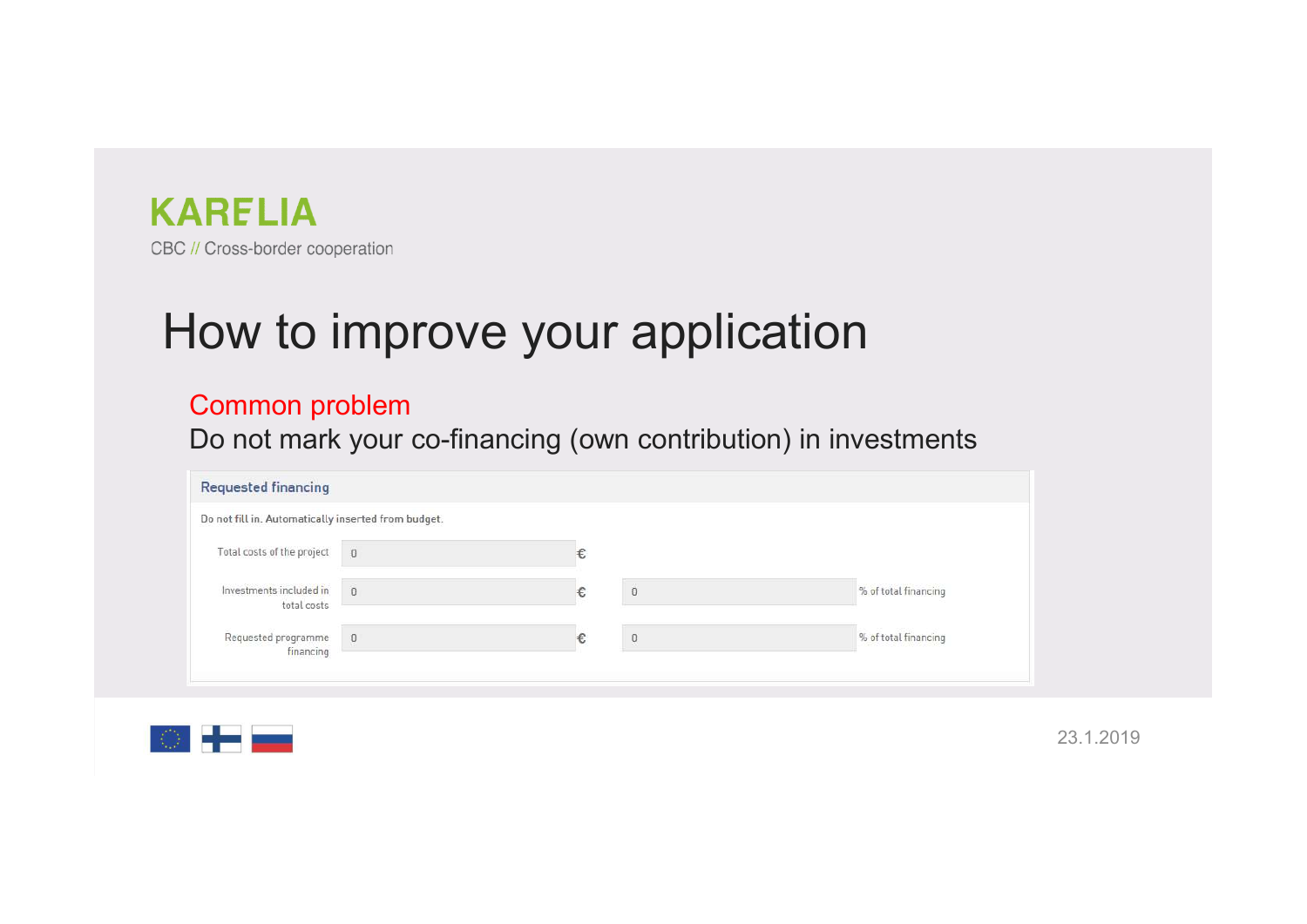KARELIA

CBC // Cross-border cooperation

# How to improve your application

Common problem

Do not mark your co-financing (own contribution) in investments

**Requested financing**

Do not fill in. Automatically inserted from budget.

| | | | | |
|---|---|---|---|---|
| Total costs of the project | 0 | € | | |
| Investments included in total costs | 0 | € | 0 | % of total financing |
| Requested programme financing | 0 | € | 0 | % of total financing |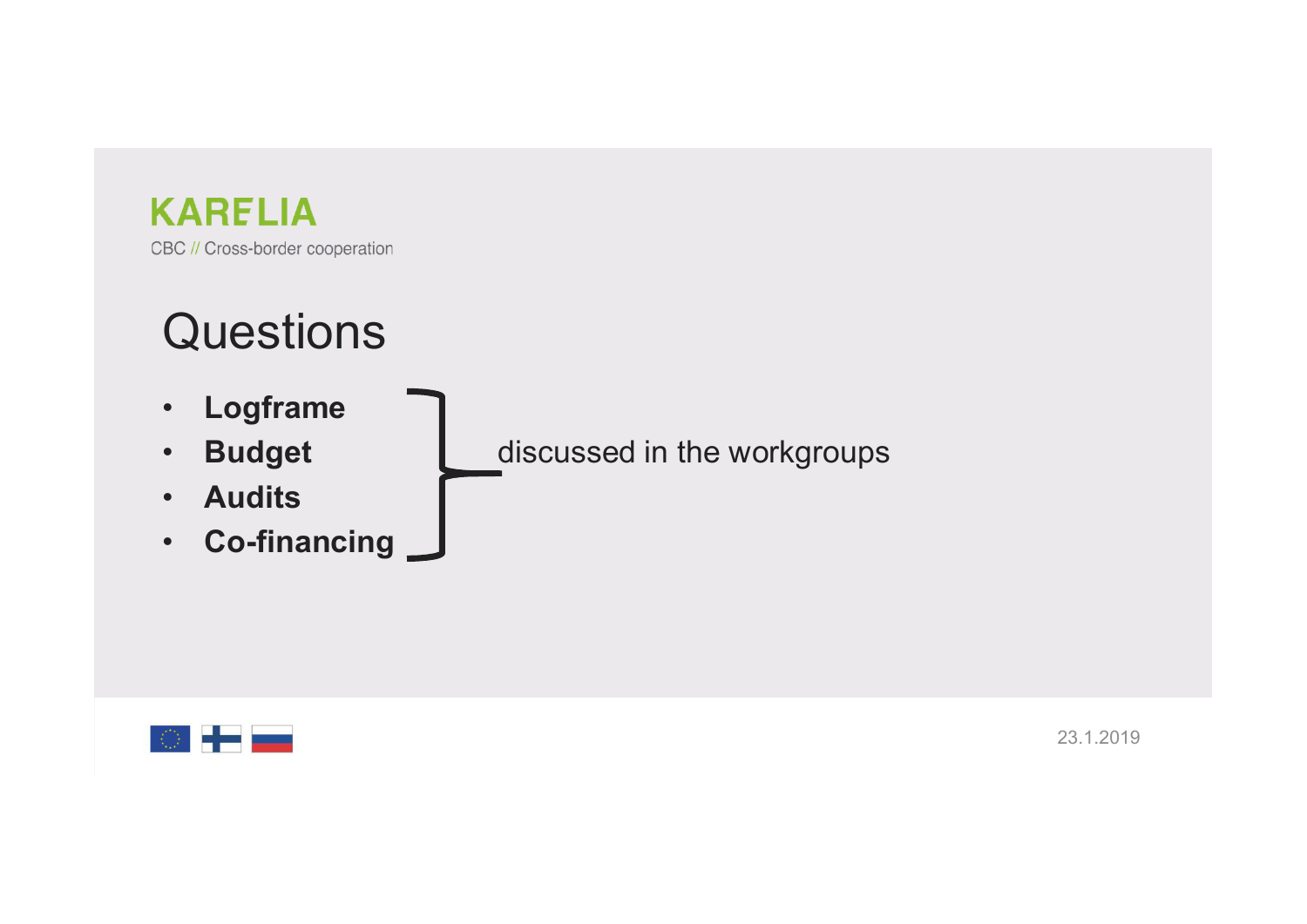# Questions

- **Logframe**
- **Budget**
- **Audits**
- **Co-financing**

discussed in the workgroups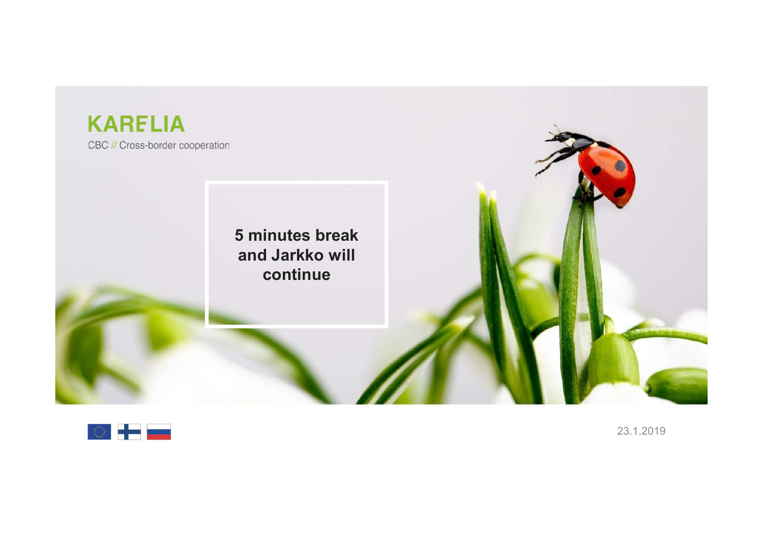KARELIA

CBC // Cross-border cooperation

**5 minutes break and Jarkko will continue**

23.1.2019